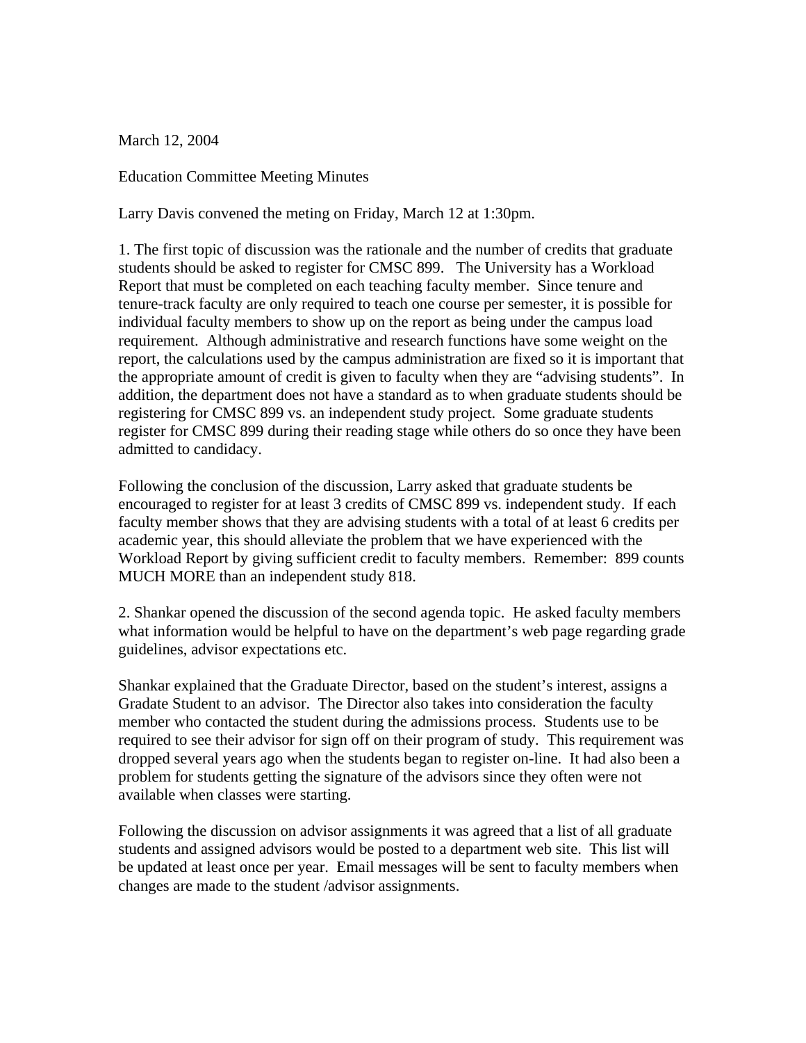March 12, 2004

Education Committee Meeting Minutes

Larry Davis convened the meting on Friday, March 12 at 1:30pm.

1. The first topic of discussion was the rationale and the number of credits that graduate students should be asked to register for CMSC 899. The University has a Workload Report that must be completed on each teaching faculty member. Since tenure and tenure-track faculty are only required to teach one course per semester, it is possible for individual faculty members to show up on the report as being under the campus load requirement. Although administrative and research functions have some weight on the report, the calculations used by the campus administration are fixed so it is important that the appropriate amount of credit is given to faculty when they are "advising students". In addition, the department does not have a standard as to when graduate students should be registering for CMSC 899 vs. an independent study project. Some graduate students register for CMSC 899 during their reading stage while others do so once they have been admitted to candidacy.

Following the conclusion of the discussion, Larry asked that graduate students be encouraged to register for at least 3 credits of CMSC 899 vs. independent study. If each faculty member shows that they are advising students with a total of at least 6 credits per academic year, this should alleviate the problem that we have experienced with the Workload Report by giving sufficient credit to faculty members. Remember: 899 counts MUCH MORE than an independent study 818.

2. Shankar opened the discussion of the second agenda topic. He asked faculty members what information would be helpful to have on the department's web page regarding grade guidelines, advisor expectations etc.

Shankar explained that the Graduate Director, based on the student's interest, assigns a Gradate Student to an advisor. The Director also takes into consideration the faculty member who contacted the student during the admissions process. Students use to be required to see their advisor for sign off on their program of study. This requirement was dropped several years ago when the students began to register on-line. It had also been a problem for students getting the signature of the advisors since they often were not available when classes were starting.

Following the discussion on advisor assignments it was agreed that a list of all graduate students and assigned advisors would be posted to a department web site. This list will be updated at least once per year. Email messages will be sent to faculty members when changes are made to the student /advisor assignments.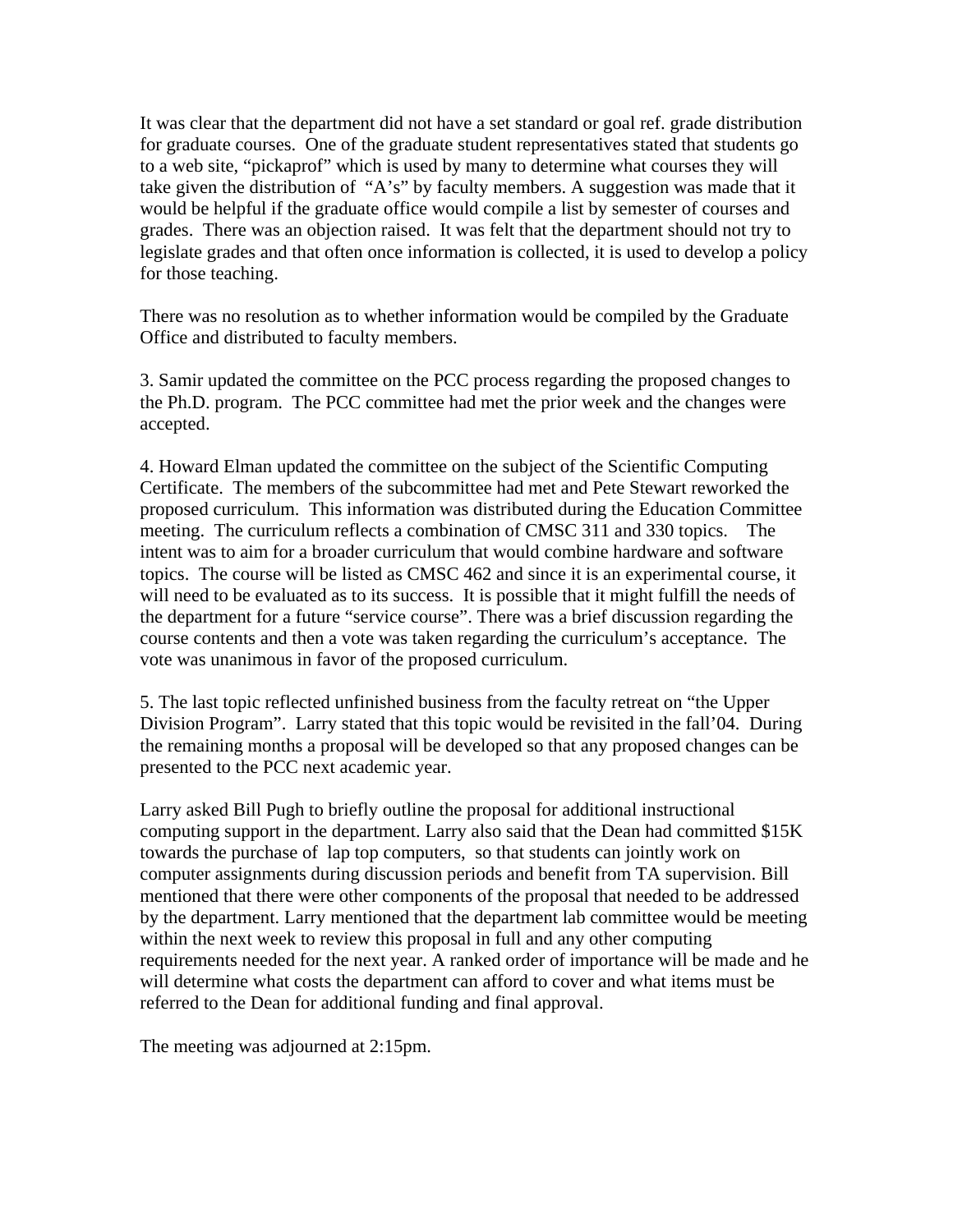It was clear that the department did not have a set standard or goal ref. grade distribution for graduate courses. One of the graduate student representatives stated that students go to a web site, "pickaprof" which is used by many to determine what courses they will take given the distribution of "A's" by faculty members. A suggestion was made that it would be helpful if the graduate office would compile a list by semester of courses and grades. There was an objection raised. It was felt that the department should not try to legislate grades and that often once information is collected, it is used to develop a policy for those teaching.

There was no resolution as to whether information would be compiled by the Graduate Office and distributed to faculty members.

3. Samir updated the committee on the PCC process regarding the proposed changes to the Ph.D. program. The PCC committee had met the prior week and the changes were accepted.

4. Howard Elman updated the committee on the subject of the Scientific Computing Certificate. The members of the subcommittee had met and Pete Stewart reworked the proposed curriculum. This information was distributed during the Education Committee meeting. The curriculum reflects a combination of CMSC 311 and 330 topics. The intent was to aim for a broader curriculum that would combine hardware and software topics. The course will be listed as CMSC 462 and since it is an experimental course, it will need to be evaluated as to its success. It is possible that it might fulfill the needs of the department for a future "service course". There was a brief discussion regarding the course contents and then a vote was taken regarding the curriculum's acceptance. The vote was unanimous in favor of the proposed curriculum.

5. The last topic reflected unfinished business from the faculty retreat on "the Upper Division Program". Larry stated that this topic would be revisited in the fall'04. During the remaining months a proposal will be developed so that any proposed changes can be presented to the PCC next academic year.

Larry asked Bill Pugh to briefly outline the proposal for additional instructional computing support in the department. Larry also said that the Dean had committed $15K towards the purchase of lap top computers, so that students can jointly work on computer assignments during discussion periods and benefit from TA supervision. Bill mentioned that there were other components of the proposal that needed to be addressed by the department. Larry mentioned that the department lab committee would be meeting within the next week to review this proposal in full and any other computing requirements needed for the next year. A ranked order of importance will be made and he will determine what costs the department can afford to cover and what items must be referred to the Dean for additional funding and final approval.

The meeting was adjourned at 2:15pm.